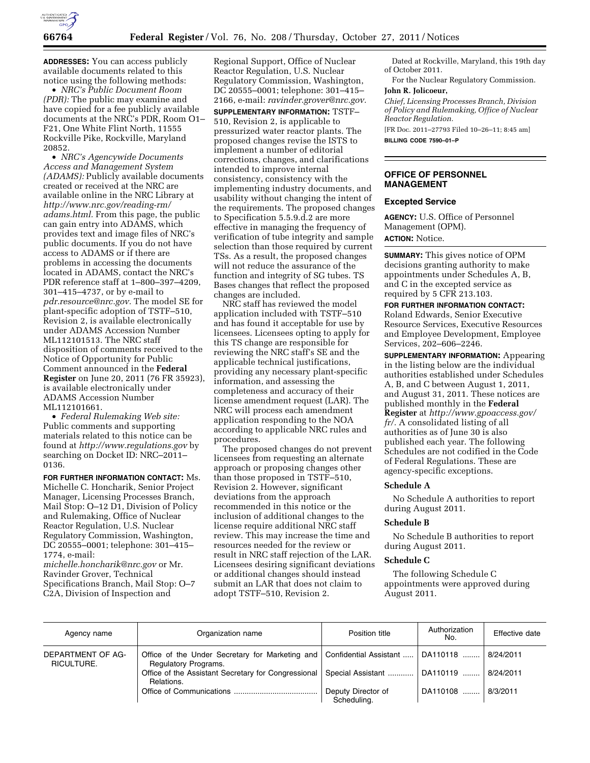**ADDRESSES:** You can access publicly available documents related to this notice using the following methods:

- *NRC's Public Document Room (PDR):* The public may examine and have copied for a fee publicly available documents at the NRC's PDR, Room O1–F21, One White Flint North, 11555 Rockville Pike, Rockville, Maryland 20852.
- *NRC's Agencywide Documents Access and Management System (ADAMS):* Publicly available documents created or received at the NRC are available online in the NRC Library at *http://www.nrc.gov/reading-rm/adams.html.* From this page, the public can gain entry into ADAMS, which provides text and image files of NRC's public documents. If you do not have access to ADAMS or if there are problems in accessing the documents located in ADAMS, contact the NRC's PDR reference staff at 1–800–397–4209, 301–415–4737, or by e-mail to *pdr.resource@nrc.gov.* The model SE for plant-specific adoption of TSTF–510, Revision 2, is available electronically under ADAMS Accession Number ML112101513. The NRC staff disposition of comments received to the Notice of Opportunity for Public Comment announced in the **Federal Register** on June 20, 2011 (76 FR 35923), is available electronically under ADAMS Accession Number ML112101661.
- *Federal Rulemaking Web site:* Public comments and supporting materials related to this notice can be found at *http://www.regulations.gov* by searching on Docket ID: NRC–2011–0136.

**FOR FURTHER INFORMATION CONTACT:** Ms. Michelle C. Honcharik, Senior Project Manager, Licensing Processes Branch, Mail Stop: O–12 D1, Division of Policy and Rulemaking, Office of Nuclear Reactor Regulation, U.S. Nuclear Regulatory Commission, Washington, DC 20555–0001; telephone: 301–415–1774, e-mail: *michelle.honcharik@nrc.gov* or Mr. Ravinder Grover, Technical Specifications Branch, Mail Stop: O–7 C2A, Division of Inspection and Regional Support, Office of Nuclear Reactor Regulation, U.S. Nuclear Regulatory Commission, Washington, DC 20555–0001; telephone: 301–415–2166, e-mail: *ravinder.grover@nrc.gov.*

**SUPPLEMENTARY INFORMATION:** TSTF–510, Revision 2, is applicable to pressurized water reactor plants. The proposed changes revise the ISTS to implement a number of editorial corrections, changes, and clarifications intended to improve internal consistency, consistency with the implementing industry documents, and usability without changing the intent of the requirements. The proposed changes to Specification 5.5.9.d.2 are more effective in managing the frequency of verification of tube integrity and sample selection than those required by current TSs. As a result, the proposed changes will not reduce the assurance of the function and integrity of SG tubes. TS Bases changes that reflect the proposed changes are included.

NRC staff has reviewed the model application included with TSTF–510 and has found it acceptable for use by licensees. Licensees opting to apply for this TS change are responsible for reviewing the NRC staff's SE and the applicable technical justifications, providing any necessary plant-specific information, and assessing the completeness and accuracy of their license amendment request (LAR). The NRC will process each amendment application responding to the NOA according to applicable NRC rules and procedures.

The proposed changes do not prevent licensees from requesting an alternate approach or proposing changes other than those proposed in TSTF–510, Revision 2. However, significant deviations from the approach recommended in this notice or the inclusion of additional changes to the license require additional NRC staff review. This may increase the time and resources needed for the review or result in NRC staff rejection of the LAR. Licensees desiring significant deviations or additional changes should instead submit an LAR that does not claim to adopt TSTF–510, Revision 2.

Dated at Rockville, Maryland, this 19th day of October 2011.

For the Nuclear Regulatory Commission.

**John R. Jolicoeur,**

*Chief, Licensing Processes Branch, Division of Policy and Rulemaking, Office of Nuclear Reactor Regulation.*

[FR Doc. 2011–27793 Filed 10–26–11; 8:45 am]

**BILLING CODE 7590–01–P**

## OFFICE OF PERSONNEL MANAGEMENT

### Excepted Service

**AGENCY:** U.S. Office of Personnel Management (OPM).

**ACTION:** Notice.

**SUMMARY:** This gives notice of OPM decisions granting authority to make appointments under Schedules A, B, and C in the excepted service as required by 5 CFR 213.103.

**FOR FURTHER INFORMATION CONTACT:** Roland Edwards, Senior Executive Resource Services, Executive Resources and Employee Development, Employee Services, 202–606–2246.

**SUPPLEMENTARY INFORMATION:** Appearing in the listing below are the individual authorities established under Schedules A, B, and C between August 1, 2011, and August 31, 2011. These notices are published monthly in the **Federal Register** at *http://www.gpoaccess.gov/fr/.* A consolidated listing of all authorities as of June 30 is also published each year. The following Schedules are not codified in the Code of Federal Regulations. These are agency-specific exceptions.

#### Schedule A

No Schedule A authorities to report during August 2011.

#### Schedule B

No Schedule B authorities to report during August 2011.

#### Schedule C

The following Schedule C appointments were approved during August 2011.

| Agency name | Organization name | Position title | Authorization No. | Effective date |
|---|---|---|---|---|
| DEPARTMENT OF AGRICULTURE. | Office of the Under Secretary for Marketing and Regulatory Programs. | Confidential Assistant | DA110118 | 8/24/2011 |
| | Office of the Assistant Secretary for Congressional Relations. | Special Assistant | DA110119 | 8/24/2011 |
| | Office of Communications | Deputy Director of Scheduling. | DA110108 | 8/3/2011 |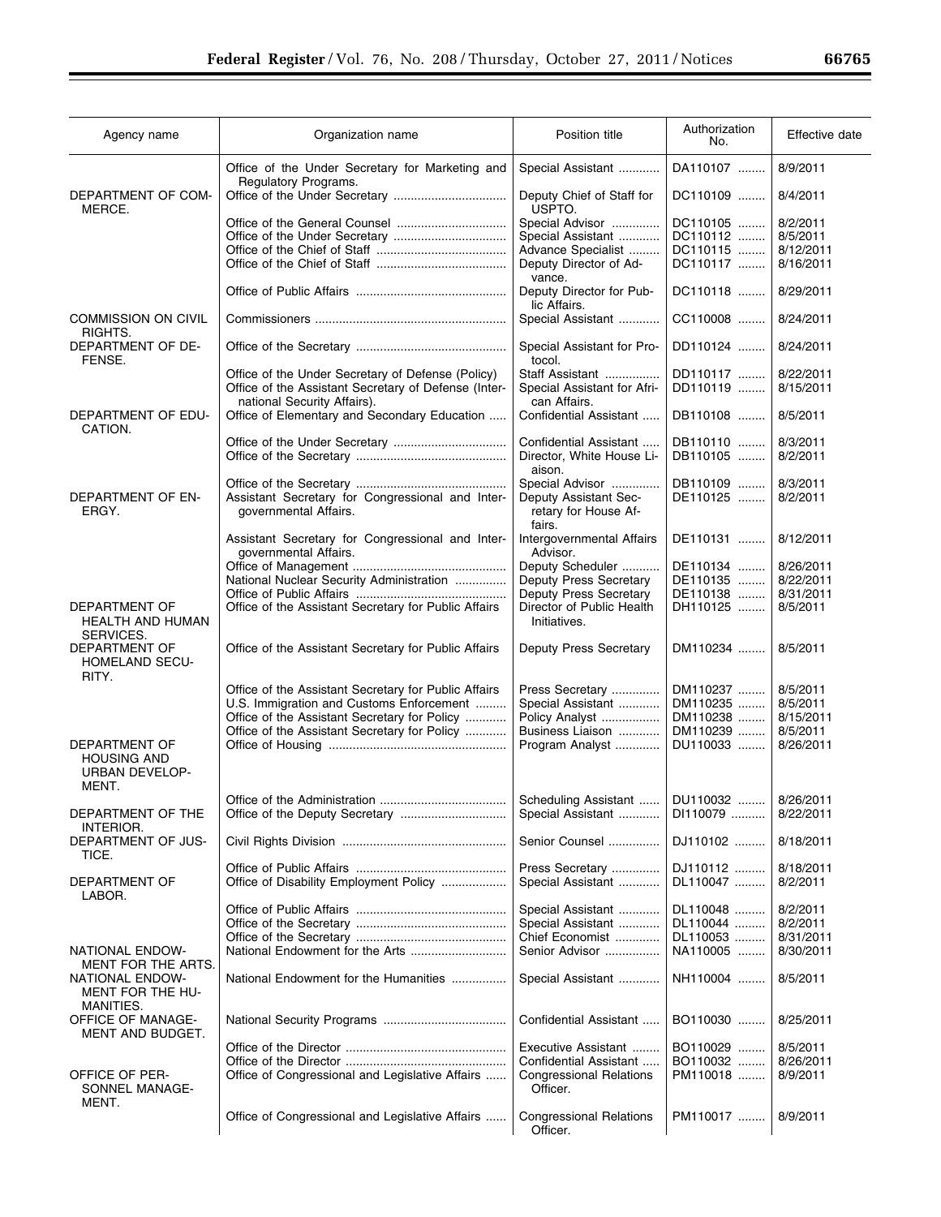| Agency name | Organization name | Position title | Authorization No. | Effective date |
|---|---|---|---|---|
| | Office of the Under Secretary for Marketing and Regulatory Programs. | Special Assistant | DA110107 | 8/9/2011 |
| DEPARTMENT OF COMMERCE. | Office of the Under Secretary | Deputy Chief of Staff for USPTO. | DC110109 | 8/4/2011 |
| | Office of the General Counsel | Special Advisor | DC110105 | 8/2/2011 |
| | Office of the Under Secretary | Special Assistant | DC110112 | 8/5/2011 |
| | Office of the Chief of Staff | Advance Specialist | DC110115 | 8/12/2011 |
| | Office of the Chief of Staff | Deputy Director of Advance. | DC110117 | 8/16/2011 |
| | Office of Public Affairs | Deputy Director for Public Affairs. | DC110118 | 8/29/2011 |
| COMMISSION ON CIVIL RIGHTS. | Commissioners | Special Assistant | CC110008 | 8/24/2011 |
| DEPARTMENT OF DEFENSE. | Office of the Secretary | Special Assistant for Protocol. | DD110124 | 8/24/2011 |
| | Office of the Under Secretary of Defense (Policy) | Staff Assistant | DD110117 | 8/22/2011 |
| | Office of the Assistant Secretary of Defense (International Security Affairs). | Special Assistant for African Affairs. | DD110119 | 8/15/2011 |
| DEPARTMENT OF EDUCATION. | Office of Elementary and Secondary Education | Confidential Assistant | DB110108 | 8/5/2011 |
| | Office of the Under Secretary | Confidential Assistant | DB110110 | 8/3/2011 |
| | Office of the Secretary | Director, White House Liaison. | DB110105 | 8/2/2011 |
| | Office of the Secretary | Special Advisor | DB110109 | 8/3/2011 |
| DEPARTMENT OF ENERGY. | Assistant Secretary for Congressional and Intergovernmental Affairs. | Deputy Assistant Secretary for House Affairs. | DE110125 | 8/2/2011 |
| | Assistant Secretary for Congressional and Intergovernmental Affairs. | Intergovernmental Affairs Advisor. | DE110131 | 8/12/2011 |
| | Office of Management | Deputy Scheduler | DE110134 | 8/26/2011 |
| | National Nuclear Security Administration | Deputy Press Secretary | DE110135 | 8/22/2011 |
| | Office of Public Affairs | Deputy Press Secretary | DE110138 | 8/31/2011 |
| DEPARTMENT OF HEALTH AND HUMAN SERVICES. | Office of the Assistant Secretary for Public Affairs | Director of Public Health Initiatives. | DH110125 | 8/5/2011 |
| DEPARTMENT OF HOMELAND SECURITY. | Office of the Assistant Secretary for Public Affairs | Deputy Press Secretary | DM110234 | 8/5/2011 |
| | Office of the Assistant Secretary for Public Affairs | Press Secretary | DM110237 | 8/5/2011 |
| | U.S. Immigration and Customs Enforcement | Special Assistant | DM110235 | 8/5/2011 |
| | Office of the Assistant Secretary for Policy | Policy Analyst | DM110238 | 8/15/2011 |
| | Office of the Assistant Secretary for Policy | Business Liaison | DM110239 | 8/5/2011 |
| DEPARTMENT OF HOUSING AND URBAN DEVELOPMENT. | Office of Housing | Program Analyst | DU110033 | 8/26/2011 |
| | Office of the Administration | Scheduling Assistant | DU110032 | 8/26/2011 |
| DEPARTMENT OF THE INTERIOR. | Office of the Deputy Secretary | Special Assistant | DI110079 | 8/22/2011 |
| DEPARTMENT OF JUSTICE. | Civil Rights Division | Senior Counsel | DJ110102 | 8/18/2011 |
| | Office of Public Affairs | Press Secretary | DJ110112 | 8/18/2011 |
| DEPARTMENT OF LABOR. | Office of Disability Employment Policy | Special Assistant | DL110047 | 8/2/2011 |
| | Office of Public Affairs | Special Assistant | DL110048 | 8/2/2011 |
| | Office of the Secretary | Special Assistant | DL110044 | 8/2/2011 |
| | Office of the Secretary | Chief Economist | DL110053 | 8/31/2011 |
| NATIONAL ENDOWMENT FOR THE ARTS. | National Endowment for the Arts | Senior Advisor | NA110005 | 8/30/2011 |
| NATIONAL ENDOWMENT FOR THE HUMANITIES. | National Endowment for the Humanities | Special Assistant | NH110004 | 8/5/2011 |
| OFFICE OF MANAGEMENT AND BUDGET. | National Security Programs | Confidential Assistant | BO110030 | 8/25/2011 |
| | Office of the Director | Executive Assistant | BO110029 | 8/5/2011 |
| | Office of the Director | Confidential Assistant | BO110032 | 8/26/2011 |
| OFFICE OF PERSONNEL MANAGEMENT. | Office of Congressional and Legislative Affairs | Congressional Relations Officer. | PM110018 | 8/9/2011 |
| | Office of Congressional and Legislative Affairs | Congressional Relations Officer. | PM110017 | 8/9/2011 |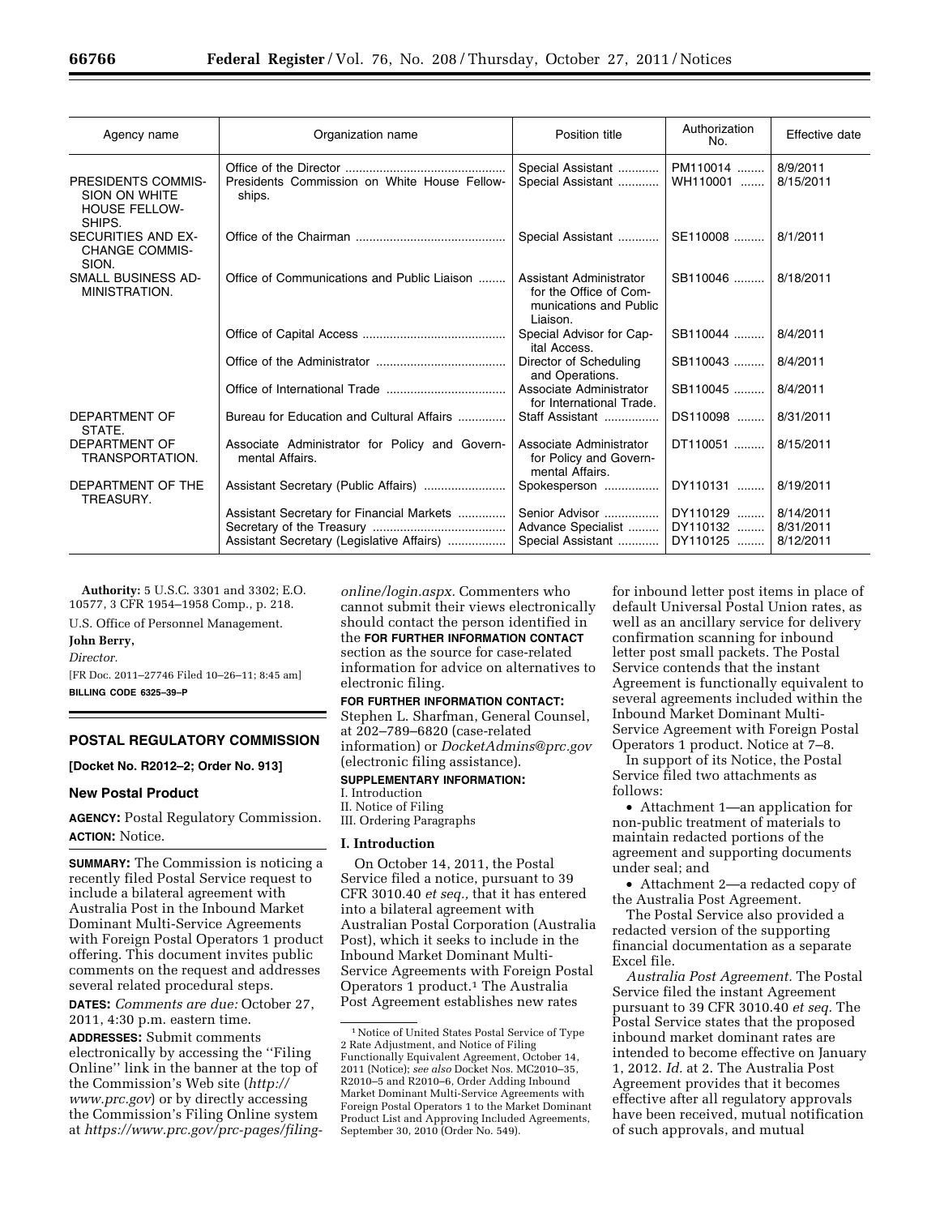| Agency name | Organization name | Position title | Authorization No. | Effective date |
|---|---|---|---|---|
| | Office of the Director | Special Assistant | PM110014 | 8/9/2011 |
| PRESIDENTS COMMISSION ON WHITE HOUSE FELLOWSHIPS. | Presidents Commission on White House Fellowships. | Special Assistant | WH110001 | 8/15/2011 |
| SECURITIES AND EXCHANGE COMMISSION. | Office of the Chairman | Special Assistant | SE110008 | 8/1/2011 |
| SMALL BUSINESS ADMINISTRATION. | Office of Communications and Public Liaison | Assistant Administrator for the Office of Communications and Public Liaison. | SB110046 | 8/18/2011 |
| | Office of Capital Access | Special Advisor for Capital Access. | SB110044 | 8/4/2011 |
| | Office of the Administrator | Director of Scheduling and Operations. | SB110043 | 8/4/2011 |
| | Office of International Trade | Associate Administrator for International Trade. | SB110045 | 8/4/2011 |
| DEPARTMENT OF STATE. | Bureau for Education and Cultural Affairs | Staff Assistant | DS110098 | 8/31/2011 |
| DEPARTMENT OF TRANSPORTATION. | Associate Administrator for Policy and Governmental Affairs. | Associate Administrator for Policy and Governmental Affairs. | DT110051 | 8/15/2011 |
| DEPARTMENT OF THE TREASURY. | Assistant Secretary (Public Affairs) | Spokesperson | DY110131 | 8/19/2011 |
| | Assistant Secretary for Financial Markets | Senior Advisor | DY110129 | 8/14/2011 |
| | Secretary of the Treasury | Advance Specialist | DY110132 | 8/31/2011 |
| | Assistant Secretary (Legislative Affairs) | Special Assistant | DY110125 | 8/12/2011 |

**Authority:** 5 U.S.C. 3301 and 3302; E.O. 10577, 3 CFR 1954–1958 Comp., p. 218.

U.S. Office of Personnel Management.

**John Berry,**

*Director.*

[FR Doc. 2011–27746 Filed 10–26–11; 8:45 am]

**BILLING CODE 6325–39–P**

## POSTAL REGULATORY COMMISSION

**[Docket No. R2012–2; Order No. 913]**

### New Postal Product

**AGENCY:** Postal Regulatory Commission.

**ACTION:** Notice.

**SUMMARY:** The Commission is noticing a recently filed Postal Service request to include a bilateral agreement with Australia Post in the Inbound Market Dominant Multi-Service Agreements with Foreign Postal Operators 1 product offering. This document invites public comments on the request and addresses several related procedural steps.

**DATES:** *Comments are due:* October 27, 2011, 4:30 p.m. eastern time.

**ADDRESSES:** Submit comments electronically by accessing the ''Filing Online'' link in the banner at the top of the Commission's Web site (*http://www.prc.gov*) or by directly accessing the Commission's Filing Online system at *https://www.prc.gov/prc-pages/filing-online/login.aspx.* Commenters who cannot submit their views electronically should contact the person identified in the **FOR FURTHER INFORMATION CONTACT** section as the source for case-related information for advice on alternatives to electronic filing.

**FOR FURTHER INFORMATION CONTACT:** Stephen L. Sharfman, General Counsel, at 202–789–6820 (case-related information) or *DocketAdmins@prc.gov* (electronic filing assistance).

**SUPPLEMENTARY INFORMATION:**

I. Introduction
II. Notice of Filing
III. Ordering Paragraphs

### I. Introduction

On October 14, 2011, the Postal Service filed a notice, pursuant to 39 CFR 3010.40 *et seq.,* that it has entered into a bilateral agreement with Australian Postal Corporation (Australia Post), which it seeks to include in the Inbound Market Dominant Multi-Service Agreements with Foreign Postal Operators 1 product.[1] The Australia Post Agreement establishes new rates for inbound letter post items in place of default Universal Postal Union rates, as well as an ancillary service for delivery confirmation scanning for inbound letter post small packets. The Postal Service contends that the instant Agreement is functionally equivalent to several agreements included within the Inbound Market Dominant Multi-Service Agreement with Foreign Postal Operators 1 product. Notice at 7–8.

In support of its Notice, the Postal Service filed two attachments as follows:

• Attachment 1—an application for non-public treatment of materials to maintain redacted portions of the agreement and supporting documents under seal; and

• Attachment 2—a redacted copy of the Australia Post Agreement.

The Postal Service also provided a redacted version of the supporting financial documentation as a separate Excel file.

*Australia Post Agreement.* The Postal Service filed the instant Agreement pursuant to 39 CFR 3010.40 *et seq.* The Postal Service states that the proposed inbound market dominant rates are intended to become effective on January 1, 2012. *Id.* at 2. The Australia Post Agreement provides that it becomes effective after all regulatory approvals have been received, mutual notification of such approvals, and mutual

[1] Notice of United States Postal Service of Type 2 Rate Adjustment, and Notice of Filing Functionally Equivalent Agreement, October 14, 2011 (Notice); *see also* Docket Nos. MC2010–35, R2010–5 and R2010–6, Order Adding Inbound Market Dominant Multi-Service Agreements with Foreign Postal Operators 1 to the Market Dominant Product List and Approving Included Agreements, September 30, 2010 (Order No. 549).